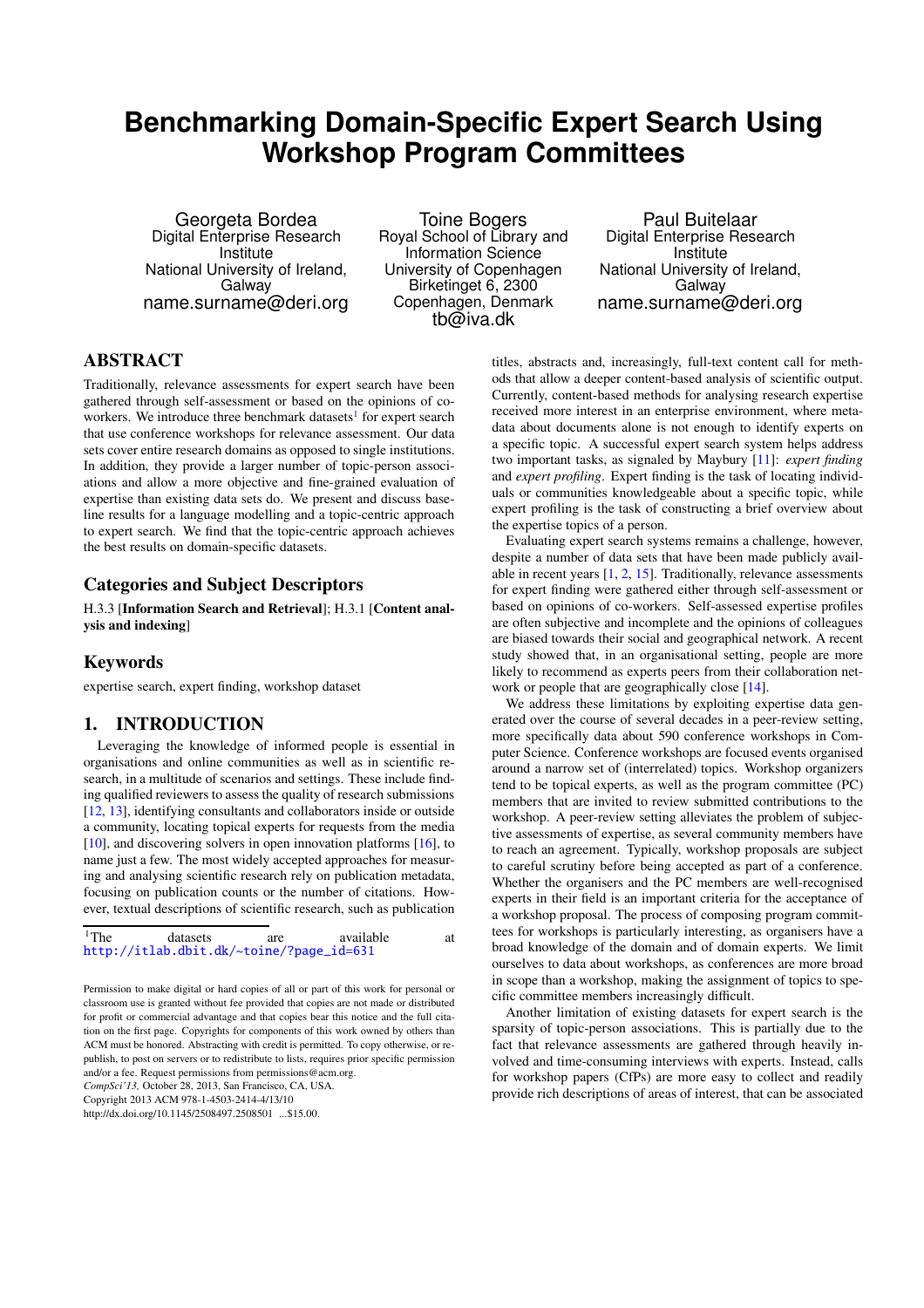# Benchmarking Domain-Specific Expert Search Using Workshop Program Committees

Georgeta Bordea
Digital Enterprise Research Institute
National University of Ireland, Galway
name.surname@deri.org

Toine Bogers
Royal School of Library and Information Science
University of Copenhagen
Birketinget 6, 2300 Copenhagen, Denmark
tb@iva.dk

Paul Buitelaar
Digital Enterprise Research Institute
National University of Ireland, Galway
name.surname@deri.org

## ABSTRACT

Traditionally, relevance assessments for expert search have been gathered through self-assessment or based on the opinions of co-workers. We introduce three benchmark datasets[1] for expert search that use conference workshops for relevance assessment. Our data sets cover entire research domains as opposed to single institutions. In addition, they provide a larger number of topic-person associations and allow a more objective and fine-grained evaluation of expertise than existing data sets do. We present and discuss baseline results for a language modelling and a topic-centric approach to expert search. We find that the topic-centric approach achieves the best results on domain-specific datasets.

## Categories and Subject Descriptors

H.3.3 [**Information Search and Retrieval**]; H.3.1 [**Content analysis and indexing**]

## Keywords

expertise search, expert finding, workshop dataset

## 1. INTRODUCTION

Leveraging the knowledge of informed people is essential in organisations and online communities as well as in scientific research, in a multitude of scenarios and settings. These include finding qualified reviewers to assess the quality of research submissions [12, 13], identifying consultants and collaborators inside or outside a community, locating topical experts for requests from the media [10], and discovering solvers in open innovation platforms [16], to name just a few. The most widely accepted approaches for measuring and analysing scientific research rely on publication metadata, focusing on publication counts or the number of citations. However, textual descriptions of scientific research, such as publication titles, abstracts and, increasingly, full-text content call for methods that allow a deeper content-based analysis of scientific output. Currently, content-based methods for analysing research expertise received more interest in an enterprise environment, where metadata about documents alone is not enough to identify experts on a specific topic. A successful expert search system helps address two important tasks, as signaled by Maybury [11]: *expert finding* and *expert profiling*. Expert finding is the task of locating individuals or communities knowledgeable about a specific topic, while expert profiling is the task of constructing a brief overview about the expertise topics of a person.

Evaluating expert search systems remains a challenge, however, despite a number of data sets that have been made publicly available in recent years [1, 2, 15]. Traditionally, relevance assessments for expert finding were gathered either through self-assessment or based on opinions of co-workers. Self-assessed expertise profiles are often subjective and incomplete and the opinions of colleagues are biased towards their social and geographical network. A recent study showed that, in an organisational setting, people are more likely to recommend as experts peers from their collaboration network or people that are geographically close [14].

We address these limitations by exploiting expertise data generated over the course of several decades in a peer-review setting, more specifically data about 590 conference workshops in Computer Science. Conference workshops are focused events organised around a narrow set of (interrelated) topics. Workshop organizers tend to be topical experts, as well as the program committee (PC) members that are invited to review submitted contributions to the workshop. A peer-review setting alleviates the problem of subjective assessments of expertise, as several community members have to reach an agreement. Typically, workshop proposals are subject to careful scrutiny before being accepted as part of a conference. Whether the organisers and the PC members are well-recognised experts in their field is an important criteria for the acceptance of a workshop proposal. The process of composing program committees for workshops is particularly interesting, as organisers have a broad knowledge of the domain and of domain experts. We limit ourselves to data about workshops, as conferences are more broad in scope than a workshop, making the assignment of topics to specific committee members increasingly difficult.

Another limitation of existing datasets for expert search is the sparsity of topic-person associations. This is partially due to the fact that relevance assessments are gathered through heavily involved and time-consuming interviews with experts. Instead, calls for workshop papers (CfPs) are more easy to collect and readily provide rich descriptions of areas of interest, that can be associated

[1]The datasets are available at http://itlab.dbit.dk/~toine/?page_id=631

Permission to make digital or hard copies of all or part of this work for personal or classroom use is granted without fee provided that copies are not made or distributed for profit or commercial advantage and that copies bear this notice and the full citation on the first page. Copyrights for components of this work owned by others than ACM must be honored. Abstracting with credit is permitted. To copy otherwise, or republish, to post on servers or to redistribute to lists, requires prior specific permission and/or a fee. Request permissions from permissions@acm.org.
*CompSci'13,* October 28, 2013, San Francisco, CA, USA.
Copyright 2013 ACM 978-1-4503-2414-4/13/10
http://dx.doi.org/10.1145/2508497.2508501 ...$15.00.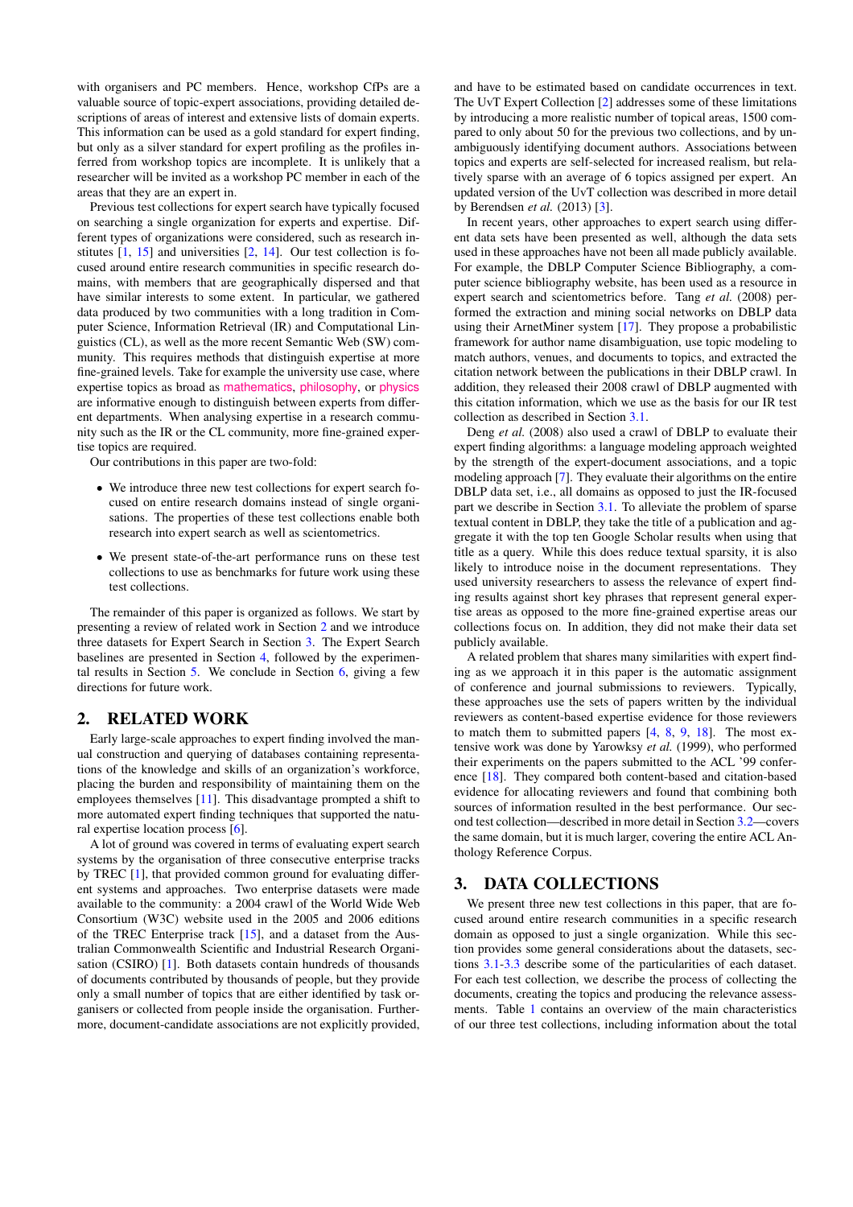with organisers and PC members. Hence, workshop CfPs are a valuable source of topic-expert associations, providing detailed descriptions of areas of interest and extensive lists of domain experts. This information can be used as a gold standard for expert finding, but only as a silver standard for expert profiling as the profiles inferred from workshop topics are incomplete. It is unlikely that a researcher will be invited as a workshop PC member in each of the areas that they are an expert in.

Previous test collections for expert search have typically focused on searching a single organization for experts and expertise. Different types of organizations were considered, such as research institutes [1, 15] and universities [2, 14]. Our test collection is focused around entire research communities in specific research domains, with members that are geographically dispersed and that have similar interests to some extent. In particular, we gathered data produced by two communities with a long tradition in Computer Science, Information Retrieval (IR) and Computational Linguistics (CL), as well as the more recent Semantic Web (SW) community. This requires methods that distinguish expertise at more fine-grained levels. Take for example the university use case, where expertise topics as broad as mathematics, philosophy, or physics are informative enough to distinguish between experts from different departments. When analysing expertise in a research community such as the IR or the CL community, more fine-grained expertise topics are required.

Our contributions in this paper are two-fold:

- We introduce three new test collections for expert search focused on entire research domains instead of single organisations. The properties of these test collections enable both research into expert search as well as scientometrics.
- We present state-of-the-art performance runs on these test collections to use as benchmarks for future work using these test collections.

The remainder of this paper is organized as follows. We start by presenting a review of related work in Section 2 and we introduce three datasets for Expert Search in Section 3. The Expert Search baselines are presented in Section 4, followed by the experimental results in Section 5. We conclude in Section 6, giving a few directions for future work.

## 2. RELATED WORK

Early large-scale approaches to expert finding involved the manual construction and querying of databases containing representations of the knowledge and skills of an organization's workforce, placing the burden and responsibility of maintaining them on the employees themselves [11]. This disadvantage prompted a shift to more automated expert finding techniques that supported the natural expertise location process [6].

A lot of ground was covered in terms of evaluating expert search systems by the organisation of three consecutive enterprise tracks by TREC [1], that provided common ground for evaluating different systems and approaches. Two enterprise datasets were made available to the community: a 2004 crawl of the World Wide Web Consortium (W3C) website used in the 2005 and 2006 editions of the TREC Enterprise track [15], and a dataset from the Australian Commonwealth Scientific and Industrial Research Organisation (CSIRO) [1]. Both datasets contain hundreds of thousands of documents contributed by thousands of people, but they provide only a small number of topics that are either identified by task organisers or collected from people inside the organisation. Furthermore, document-candidate associations are not explicitly provided, and have to be estimated based on candidate occurrences in text. The UvT Expert Collection [2] addresses some of these limitations by introducing a more realistic number of topical areas, 1500 compared to only about 50 for the previous two collections, and by unambiguously identifying document authors. Associations between topics and experts are self-selected for increased realism, but relatively sparse with an average of 6 topics assigned per expert. An updated version of the UvT collection was described in more detail by Berendsen *et al.* (2013) [3].

In recent years, other approaches to expert search using different data sets have been presented as well, although the data sets used in these approaches have not been all made publicly available. For example, the DBLP Computer Science Bibliography, a computer science bibliography website, has been used as a resource in expert search and scientometrics before. Tang *et al.* (2008) performed the extraction and mining social networks on DBLP data using their ArnetMiner system [17]. They propose a probabilistic framework for author name disambiguation, use topic modeling to match authors, venues, and documents to topics, and extracted the citation network between the publications in their DBLP crawl. In addition, they released their 2008 crawl of DBLP augmented with this citation information, which we use as the basis for our IR test collection as described in Section 3.1.

Deng *et al.* (2008) also used a crawl of DBLP to evaluate their expert finding algorithms: a language modeling approach weighted by the strength of the expert-document associations, and a topic modeling approach [7]. They evaluate their algorithms on the entire DBLP data set, i.e., all domains as opposed to just the IR-focused part we describe in Section 3.1. To alleviate the problem of sparse textual content in DBLP, they take the title of a publication and aggregate it with the top ten Google Scholar results when using that title as a query. While this does reduce textual sparsity, it is also likely to introduce noise in the document representations. They used university researchers to assess the relevance of expert finding results against short key phrases that represent general expertise areas as opposed to the more fine-grained expertise areas our collections focus on. In addition, they did not make their data set publicly available.

A related problem that shares many similarities with expert finding as we approach it in this paper is the automatic assignment of conference and journal submissions to reviewers. Typically, these approaches use the sets of papers written by the individual reviewers as content-based expertise evidence for those reviewers to match them to submitted papers [4, 8, 9, 18]. The most extensive work was done by Yarowksy *et al.* (1999), who performed their experiments on the papers submitted to the ACL '99 conference [18]. They compared both content-based and citation-based evidence for allocating reviewers and found that combining both sources of information resulted in the best performance. Our second test collection—described in more detail in Section 3.2—covers the same domain, but it is much larger, covering the entire ACL Anthology Reference Corpus.

## 3. DATA COLLECTIONS

We present three new test collections in this paper, that are focused around entire research communities in a specific research domain as opposed to just a single organization. While this section provides some general considerations about the datasets, sections 3.1-3.3 describe some of the particularities of each dataset. For each test collection, we describe the process of collecting the documents, creating the topics and producing the relevance assessments. Table 1 contains an overview of the main characteristics of our three test collections, including information about the total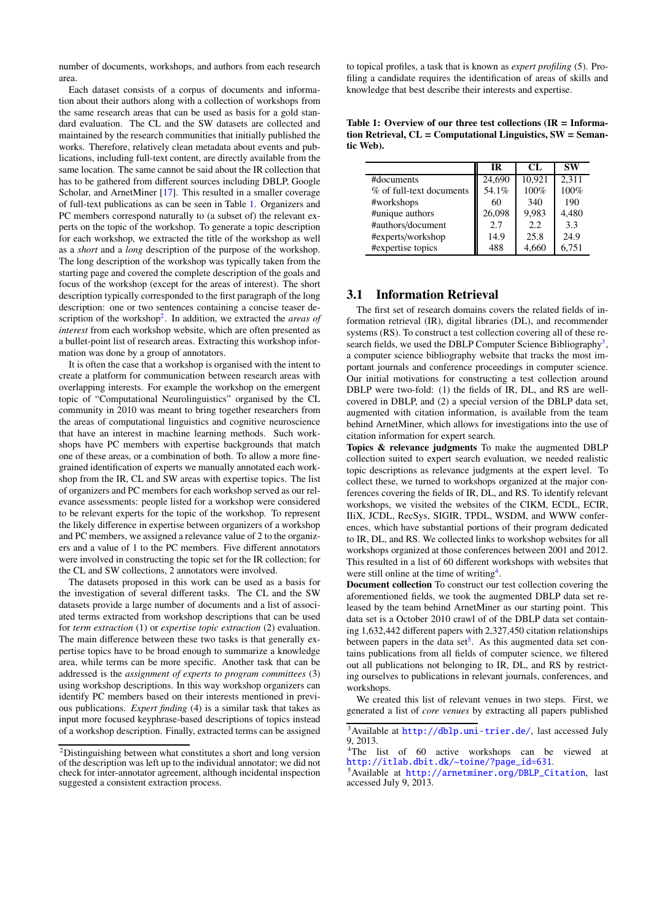number of documents, workshops, and authors from each research area.

Each dataset consists of a corpus of documents and information about their authors along with a collection of workshops from the same research areas that can be used as basis for a gold standard evaluation. The CL and the SW datasets are collected and maintained by the research communities that initially published the works. Therefore, relatively clean metadata about events and publications, including full-text content, are directly available from the same location. The same cannot be said about the IR collection that has to be gathered from different sources including DBLP, Google Scholar, and ArnetMiner [17]. This resulted in a smaller coverage of full-text publications as can be seen in Table 1. Organizers and PC members correspond naturally to (a subset of) the relevant experts on the topic of the workshop. To generate a topic description for each workshop, we extracted the title of the workshop as well as a *short* and a *long* description of the purpose of the workshop. The long description of the workshop was typically taken from the starting page and covered the complete description of the goals and focus of the workshop (except for the areas of interest). The short description typically corresponded to the first paragraph of the long description: one or two sentences containing a concise teaser description of the workshop[2]. In addition, we extracted the *areas of interest* from each workshop website, which are often presented as a bullet-point list of research areas. Extracting this workshop information was done by a group of annotators.

It is often the case that a workshop is organised with the intent to create a platform for communication between research areas with overlapping interests. For example the workshop on the emergent topic of "Computational Neurolinguistics" organised by the CL community in 2010 was meant to bring together researchers from the areas of computational linguistics and cognitive neuroscience that have an interest in machine learning methods. Such workshops have PC members with expertise backgrounds that match one of these areas, or a combination of both. To allow a more fine-grained identification of experts we manually annotated each workshop from the IR, CL and SW areas with expertise topics. The list of organizers and PC members for each workshop served as our relevance assessments: people listed for a workshop were considered to be relevant experts for the topic of the workshop. To represent the likely difference in expertise between organizers of a workshop and PC members, we assigned a relevance value of 2 to the organizers and a value of 1 to the PC members. Five different annotators were involved in constructing the topic set for the IR collection; for the CL and SW collections, 2 annotators were involved.

The datasets proposed in this work can be used as a basis for the investigation of several different tasks. The CL and the SW datasets provide a large number of documents and a list of associated terms extracted from workshop descriptions that can be used for *term extraction* (1) or *expertise topic extraction* (2) evaluation. The main difference between these two tasks is that generally expertise topics have to be broad enough to summarize a knowledge area, while terms can be more specific. Another task that can be addressed is the *assignment of experts to program committees* (3) using workshop descriptions. In this way workshop organizers can identify PC members based on their interests mentioned in previous publications. *Expert finding* (4) is a similar task that takes as input more focused keyphrase-based descriptions of topics instead of a workshop description. Finally, extracted terms can be assigned to topical profiles, a task that is known as *expert profiling* (5). Profiling a candidate requires the identification of areas of skills and knowledge that best describe their interests and expertise.

**Table 1: Overview of our three test collections (IR = Information Retrieval, CL = Computational Linguistics, SW = Semantic Web).**

| | IR | CL | SW |
|---|---|---|---|
| #documents | 24,690 | 10,921 | 2,311 |
| % of full-text documents | 54.1% | 100% | 100% |
| #workshops | 60 | 340 | 190 |
| #unique authors | 26,098 | 9,983 | 4,480 |
| #authors/document | 2.7 | 2.2 | 3.3 |
| #experts/workshop | 14.9 | 25.8 | 24.9 |
| #expertise topics | 488 | 4,660 | 6,751 |

## 3.1 Information Retrieval

The first set of research domains covers the related fields of information retrieval (IR), digital libraries (DL), and recommender systems (RS). To construct a test collection covering all of these research fields, we used the DBLP Computer Science Bibliography[3], a computer science bibliography website that tracks the most important journals and conference proceedings in computer science. Our initial motivations for constructing a test collection around DBLP were two-fold: (1) the fields of IR, DL, and RS are well-covered in DBLP, and (2) a special version of the DBLP data set, augmented with citation information, is available from the team behind ArnetMiner, which allows for investigations into the use of citation information for expert search.

**Topics & relevance judgments** To make the augmented DBLP collection suited to expert search evaluation, we needed realistic topic descriptions as relevance judgments at the expert level. To collect these, we turned to workshops organized at the major conferences covering the fields of IR, DL, and RS. To identify relevant workshops, we visited the websites of the CIKM, ECDL, ECIR, IIiX, JCDL, RecSys, SIGIR, TPDL, WSDM, and WWW conferences, which have substantial portions of their program dedicated to IR, DL, and RS. We collected links to workshop websites for all workshops organized at those conferences between 2001 and 2012. This resulted in a list of 60 different workshops with websites that were still online at the time of writing[4].

**Document collection** To construct our test collection covering the aforementioned fields, we took the augmented DBLP data set released by the team behind ArnetMiner as our starting point. This data set is a October 2010 crawl of of the DBLP data set containing 1,632,442 different papers with 2,327,450 citation relationships between papers in the data set[5]. As this augmented data set contains publications from all fields of computer science, we filtered out all publications not belonging to IR, DL, and RS by restricting ourselves to publications in relevant journals, conferences, and workshops.

We created this list of relevant venues in two steps. First, we generated a list of *core venues* by extracting all papers published

[2] Distinguishing between what constitutes a short and long version of the description was left up to the individual annotator; we did not check for inter-annotator agreement, although incidental inspection suggested a consistent extraction process.

[3] Available at http://dblp.uni-trier.de/, last accessed July 9, 2013.

[4] The list of 60 active workshops can be viewed at http://itlab.dbit.dk/~toine/?page_id=631.

[5] Available at http://arnetminer.org/DBLP_Citation, last accessed July 9, 2013.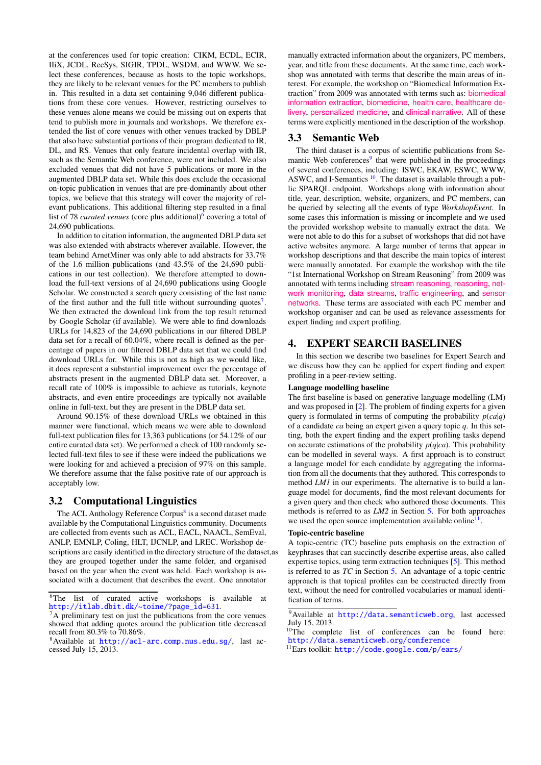at the conferences used for topic creation: CIKM, ECDL, ECIR, IIiX, JCDL, RecSys, SIGIR, TPDL, WSDM, and WWW. We select these conferences, because as hosts to the topic workshops, they are likely to be relevant venues for the PC members to publish in. This resulted in a data set containing 9,046 different publications from these core venues. However, restricting ourselves to these venues alone means we could be missing out on experts that tend to publish more in journals and workshops. We therefore extended the list of core venues with other venues tracked by DBLP that also have substantial portions of their program dedicated to IR, DL, and RS. Venues that only feature incidental overlap with IR, such as the Semantic Web conference, were not included. We also excluded venues that did not have 5 publications or more in the augmented DBLP data set. While this does exclude the occasional on-topic publication in venues that are pre-dominantly about other topics, we believe that this strategy will cover the majority of relevant publications. This additional filtering step resulted in a final list of 78 *curated venues* (core plus additional)[6] covering a total of 24,690 publications.

In addition to citation information, the augmented DBLP data set was also extended with abstracts wherever available. However, the team behind ArnetMiner was only able to add abstracts for 33.7% of the 1.6 million publications (and 43.5% of the 24,690 publications in our test collection). We therefore attempted to download the full-text versions of al 24,690 publications using Google Scholar. We constructed a search query consisting of the last name of the first author and the full title without surrounding quotes[7]. We then extracted the download link from the top result returned by Google Scholar (if available). We were able to find downloads URLs for 14,823 of the 24,690 publications in our filtered DBLP data set for a recall of 60.04%, where recall is defined as the percentage of papers in our filtered DBLP data set that we could find download URLs for. While this is not as high as we would like, it does represent a substantial improvement over the percentage of abstracts present in the augmented DBLP data set. Moreover, a recall rate of 100% is impossible to achieve as tutorials, keynote abstracts, and even entire proceedings are typically not available online in full-text, but they are present in the DBLP data set.

Around 90.15% of these download URLs we obtained in this manner were functional, which means we were able to download full-text publication files for 13,363 publications (or 54.12% of our entire curated data set). We performed a check of 100 randomly selected full-text files to see if these were indeed the publications we were looking for and achieved a precision of 97% on this sample. We therefore assume that the false positive rate of our approach is acceptably low.

## 3.2 Computational Linguistics

The ACL Anthology Reference Corpus[8] is a second dataset made available by the Computational Linguistics community. Documents are collected from events such as ACL, EACL, NAACL, SemEval, ANLP, EMNLP, Coling, HLT, IJCNLP, and LREC. Workshop descriptions are easily identified in the directory structure of the dataset,as they are grouped together under the same folder, and organised based on the year when the event was held. Each workshop is associated with a document that describes the event. One annotator manually extracted information about the organizers, PC members, year, and title from these documents. At the same time, each workshop was annotated with terms that describe the main areas of interest. For example, the workshop on "Biomedical Information Extraction" from 2009 was annotated with terms such as: biomedical information extraction, biomedicine, health care, healthcare delivery, personalized medicine, and clinical narrative. All of these terms were explicitly mentioned in the description of the workshop.

## 3.3 Semantic Web

The third dataset is a corpus of scientific publications from Semantic Web conferences[9] that were published in the proceedings of several conferences, including: ISWC, EKAW, ESWC, WWW, ASWC, and I-Semantics [10]. The dataset is available through a public SPARQL endpoint. Workshops along with information about title, year, description, website, organizers, and PC members, can be queried by selecting all the events of type *WorkshopEvent*. In some cases this information is missing or incomplete and we used the provided workshop website to manually extract the data. We were not able to do this for a subset of workshops that did not have active websites anymore. A large number of terms that appear in workshop descriptions and that describe the main topics of interest were manually annotated. For example the workshop with the tile "1st International Workshop on Stream Reasoning" from 2009 was annotated with terms including stream reasoning, reasoning, network monitoring, data streams, traffic engineering, and sensor networks. These terms are associated with each PC member and workshop organiser and can be used as relevance assessments for expert finding and expert profiling.

# 4. EXPERT SEARCH BASELINES

In this section we describe two baselines for Expert Search and we discuss how they can be applied for expert finding and expert profiling in a peer-review setting.

**Language modelling baseline**

The first baseline is based on generative language modelling (LM) and was proposed in [2]. The problem of finding experts for a given query is formulated in terms of computing the probability $p(ca|q)$ of a candidate $ca$ being an expert given a query topic $q$. In this setting, both the expert finding and the expert profiling tasks depend on accurate estimations of the probability $p(q|ca)$. This probability can be modelled in several ways. A first approach is to construct a language model for each candidate by aggregating the information from all the documents that they authored. This corresponds to method *LM1* in our experiments. The alternative is to build a language model for documents, find the most relevant documents for a given query and then check who authored those documents. This methods is referred to as *LM2* in Section 5. For both approaches we used the open source implementation available online[11].

**Topic-centric baseline**

A topic-centric (TC) baseline puts emphasis on the extraction of keyphrases that can succinctly describe expertise areas, also called expertise topics, using term extraction techniques [5]. This method is referred to as *TC* in Section 5. An advantage of a topic-centric approach is that topical profiles can be constructed directly from text, without the need for controlled vocabularies or manual identification of terms.

---

[6] The list of curated active workshops is available at http://itlab.dbit.dk/~toine/?page_id=631.

[7] A preliminary test on just the publications from the core venues showed that adding quotes around the publication title decreased recall from 80.3% to 70.86%.

[8] Available at http://acl-arc.comp.nus.edu.sg/, last accessed July 15, 2013.

[9] Available at http://data.semanticweb.org, last accessed July 15, 2013.

[10] The complete list of conferences can be found here: http://data.semanticweb.org/conference

[11] Ears toolkit: http://code.google.com/p/ears/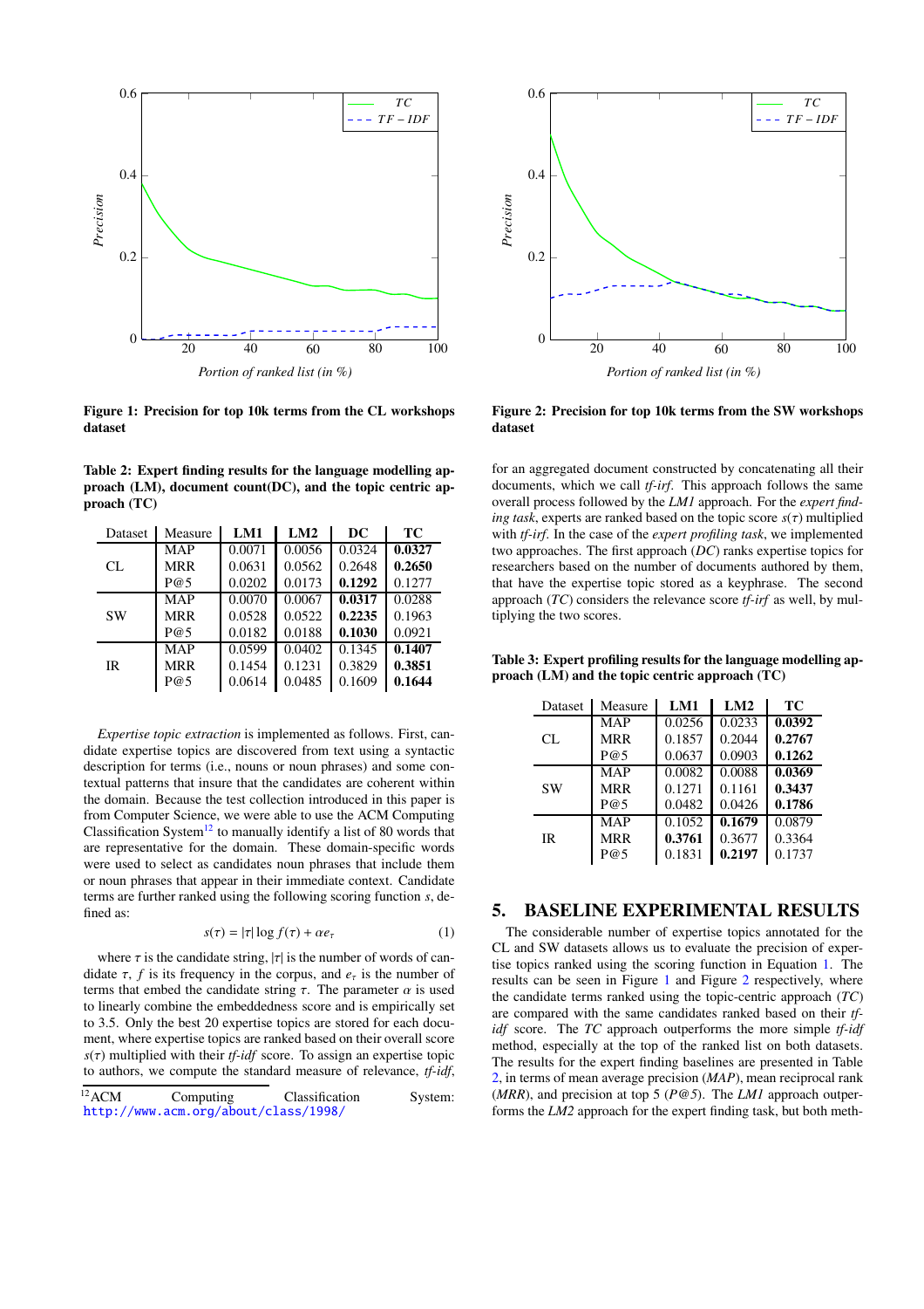Figure 1: **Precision for top 10k terms from the CL workshops dataset**

Figure 2: **Precision for top 10k terms from the SW workshops dataset**

**Table 2: Expert finding results for the language modelling approach (LM), document count(DC), and the topic centric approach (TC)**

| Dataset | Measure | LM1 | LM2 | DC | TC |
|---|---|---|---|---|---|
| CL | MAP | 0.0071 | 0.0056 | 0.0324 | **0.0327** |
| | MRR | 0.0631 | 0.0562 | 0.2648 | **0.2650** |
| | P@5 | 0.0202 | 0.0173 | **0.1292** | 0.1277 |
| SW | MAP | 0.0070 | 0.0067 | **0.0317** | 0.0288 |
| | MRR | 0.0528 | 0.0522 | **0.2235** | 0.1963 |
| | P@5 | 0.0182 | 0.0188 | **0.1030** | 0.0921 |
| IR | MAP | 0.0599 | 0.0402 | 0.1345 | **0.1407** |
| | MRR | 0.1454 | 0.1231 | 0.3829 | **0.3851** |
| | P@5 | 0.0614 | 0.0485 | 0.1609 | **0.1644** |

*Expertise topic extraction* is implemented as follows. First, candidate expertise topics are discovered from text using a syntactic description for terms (i.e., nouns or noun phrases) and some contextual patterns that insure that the candidates are coherent within the domain. Because the test collection introduced in this paper is from Computer Science, we were able to use the ACM Computing Classification System[12] to manually identify a list of 80 words that are representative for the domain. These domain-specific words were used to select as candidates noun phrases that include them or noun phrases that appear in their immediate context. Candidate terms are further ranked using the following scoring function $s$, defined as:

$$s(\tau) = |\tau| \log f(\tau) + \alpha e_\tau \quad (1)$$

where $\tau$ is the candidate string, $|\tau|$ is the number of words of candidate $\tau$, $f$ is its frequency in the corpus, and $e_\tau$ is the number of terms that embed the candidate string $\tau$. The parameter $\alpha$ is used to linearly combine the embeddedness score and is empirically set to 3.5. Only the best 20 expertise topics are stored for each document, where expertise topics are ranked based on their overall score $s(\tau)$ multiplied with their *tf-idf* score. To assign an expertise topic to authors, we compute the standard measure of relevance, *tf-idf*, for an aggregated document constructed by concatenating all their documents, which we call *tf-irf*. This approach follows the same overall process followed by the *LM1* approach. For the *expert finding task*, experts are ranked based on the topic score $s(\tau)$ multiplied with *tf-irf*. In the case of the *expert profiling task*, we implemented two approaches. The first approach (*DC*) ranks expertise topics for researchers based on the number of documents authored by them, that have the expertise topic stored as a keyphrase. The second approach (*TC*) considers the relevance score *tf-irf* as well, by multiplying the two scores.

[12] ACM Computing Classification System: http://www.acm.org/about/class/1998/

**Table 3: Expert profiling results for the language modelling approach (LM) and the topic centric approach (TC)**

| Dataset | Measure | LM1 | LM2 | TC |
|---|---|---|---|---|
| CL | MAP | 0.0256 | 0.0233 | **0.0392** |
| | MRR | 0.1857 | 0.2044 | **0.2767** |
| | P@5 | 0.0637 | 0.0903 | **0.1262** |
| SW | MAP | 0.0082 | 0.0088 | **0.0369** |
| | MRR | 0.1271 | 0.1161 | **0.3437** |
| | P@5 | 0.0482 | 0.0426 | **0.1786** |
| IR | MAP | 0.1052 | **0.1679** | 0.0879 |
| | MRR | **0.3761** | 0.3677 | 0.3364 |
| | P@5 | 0.1831 | **0.2197** | 0.1737 |

# 5. BASELINE EXPERIMENTAL RESULTS

The considerable number of expertise topics annotated for the CL and SW datasets allows us to evaluate the precision of expertise topics ranked using the scoring function in Equation 1. The results can be seen in Figure 1 and Figure 2 respectively, where the candidate terms ranked using the topic-centric approach (*TC*) are compared with the same candidates ranked based on their *tf-idf* score. The *TC* approach outperforms the more simple *tf-idf* method, especially at the top of the ranked list on both datasets. The results for the expert finding baselines are presented in Table 2, in terms of mean average precision (*MAP*), mean reciprocal rank (*MRR*), and precision at top 5 (*P@5*). The *LM1* approach outperforms the *LM2* approach for the expert finding task, but both meth-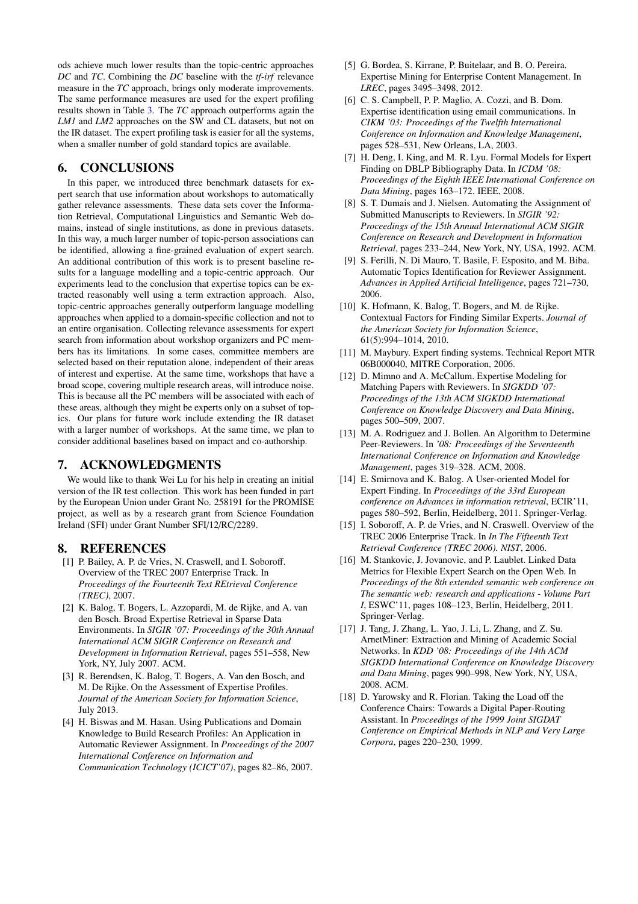ods achieve much lower results than the topic-centric approaches *DC* and *TC*. Combining the *DC* baseline with the *tf-irf* relevance measure in the *TC* approach, brings only moderate improvements. The same performance measures are used for the expert profiling results shown in Table 3. The *TC* approach outperforms again the *LM1* and *LM2* approaches on the SW and CL datasets, but not on the IR dataset. The expert profiling task is easier for all the systems, when a smaller number of gold standard topics are available.

## 6. CONCLUSIONS

In this paper, we introduced three benchmark datasets for expert search that use information about workshops to automatically gather relevance assessments. These data sets cover the Information Retrieval, Computational Linguistics and Semantic Web domains, instead of single institutions, as done in previous datasets. In this way, a much larger number of topic-person associations can be identified, allowing a fine-grained evaluation of expert search. An additional contribution of this work is to present baseline results for a language modelling and a topic-centric approach. Our experiments lead to the conclusion that expertise topics can be extracted reasonably well using a term extraction approach. Also, topic-centric approaches generally outperform language modelling approaches when applied to a domain-specific collection and not to an entire organisation. Collecting relevance assessments for expert search from information about workshop organizers and PC members has its limitations. In some cases, committee members are selected based on their reputation alone, independent of their areas of interest and expertise. At the same time, workshops that have a broad scope, covering multiple research areas, will introduce noise. This is because all the PC members will be associated with each of these areas, although they might be experts only on a subset of topics. Our plans for future work include extending the IR dataset with a larger number of workshops. At the same time, we plan to consider additional baselines based on impact and co-authorship.

## 7. ACKNOWLEDGMENTS

We would like to thank Wei Lu for his help in creating an initial version of the IR test collection. This work has been funded in part by the European Union under Grant No. 258191 for the PROMISE project, as well as by a research grant from Science Foundation Ireland (SFI) under Grant Number SFI/12/RC/2289.

## 8. REFERENCES

- [1] P. Bailey, A. P. de Vries, N. Craswell, and I. Soboroff. Overview of the TREC 2007 Enterprise Track. In *Proceedings of the Fourteenth Text REtrieval Conference (TREC)*, 2007.
- [2] K. Balog, T. Bogers, L. Azzopardi, M. de Rijke, and A. van den Bosch. Broad Expertise Retrieval in Sparse Data Environments. In *SIGIR '07: Proceedings of the 30th Annual International ACM SIGIR Conference on Research and Development in Information Retrieval*, pages 551–558, New York, NY, July 2007. ACM.
- [3] R. Berendsen, K. Balog, T. Bogers, A. Van den Bosch, and M. De Rijke. On the Assessment of Expertise Profiles. *Journal of the American Society for Information Science*, July 2013.
- [4] H. Biswas and M. Hasan. Using Publications and Domain Knowledge to Build Research Profiles: An Application in Automatic Reviewer Assignment. In *Proceedings of the 2007 International Conference on Information and Communication Technology (ICICT'07)*, pages 82–86, 2007.
- [5] G. Bordea, S. Kirrane, P. Buitelaar, and B. O. Pereira. Expertise Mining for Enterprise Content Management. In *LREC*, pages 3495–3498, 2012.
- [6] C. S. Campbell, P. P. Maglio, A. Cozzi, and B. Dom. Expertise identification using email communications. In *CIKM '03: Proceedings of the Twelfth International Conference on Information and Knowledge Management*, pages 528–531, New Orleans, LA, 2003.
- [7] H. Deng, I. King, and M. R. Lyu. Formal Models for Expert Finding on DBLP Bibliography Data. In *ICDM '08: Proceedings of the Eighth IEEE International Conference on Data Mining*, pages 163–172. IEEE, 2008.
- [8] S. T. Dumais and J. Nielsen. Automating the Assignment of Submitted Manuscripts to Reviewers. In *SIGIR '92: Proceedings of the 15th Annual International ACM SIGIR Conference on Research and Development in Information Retrieval*, pages 233–244, New York, NY, USA, 1992. ACM.
- [9] S. Ferilli, N. Di Mauro, T. Basile, F. Esposito, and M. Biba. Automatic Topics Identification for Reviewer Assignment. *Advances in Applied Artificial Intelligence*, pages 721–730, 2006.
- [10] K. Hofmann, K. Balog, T. Bogers, and M. de Rijke. Contextual Factors for Finding Similar Experts. *Journal of the American Society for Information Science*, 61(5):994–1014, 2010.
- [11] M. Maybury. Expert finding systems. Technical Report MTR 06B000040, MITRE Corporation, 2006.
- [12] D. Mimno and A. McCallum. Expertise Modeling for Matching Papers with Reviewers. In *SIGKDD '07: Proceedings of the 13th ACM SIGKDD International Conference on Knowledge Discovery and Data Mining*, pages 500–509, 2007.
- [13] M. A. Rodriguez and J. Bollen. An Algorithm to Determine Peer-Reviewers. In *'08: Proceedings of the Seventeenth International Conference on Information and Knowledge Management*, pages 319–328. ACM, 2008.
- [14] E. Smirnova and K. Balog. A User-oriented Model for Expert Finding. In *Proceedings of the 33rd European conference on Advances in information retrieval*, ECIR'11, pages 580–592, Berlin, Heidelberg, 2011. Springer-Verlag.
- [15] I. Soboroff, A. P. de Vries, and N. Craswell. Overview of the TREC 2006 Enterprise Track. In *In The Fifteenth Text Retrieval Conference (TREC 2006). NIST*, 2006.
- [16] M. Stankovic, J. Jovanovic, and P. Laublet. Linked Data Metrics for Flexible Expert Search on the Open Web. In *Proceedings of the 8th extended semantic web conference on The semantic web: research and applications - Volume Part I*, ESWC'11, pages 108–123, Berlin, Heidelberg, 2011. Springer-Verlag.
- [17] J. Tang, J. Zhang, L. Yao, J. Li, L. Zhang, and Z. Su. ArnetMiner: Extraction and Mining of Academic Social Networks. In *KDD '08: Proceedings of the 14th ACM SIGKDD International Conference on Knowledge Discovery and Data Mining*, pages 990–998, New York, NY, USA, 2008. ACM.
- [18] D. Yarowsky and R. Florian. Taking the Load off the Conference Chairs: Towards a Digital Paper-Routing Assistant. In *Proceedings of the 1999 Joint SIGDAT Conference on Empirical Methods in NLP and Very Large Corpora*, pages 220–230, 1999.